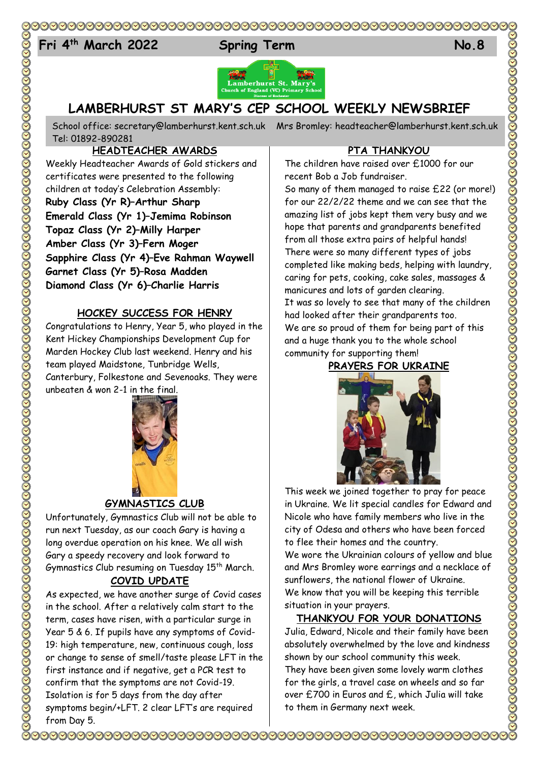Fri 4th March 2022 Spring Term No.8

# LAMBERHURST ST MARY'S CEP SCHOOL WEEKLY NEWSBRIEF

School office: secretary@lamberhurst.kent.sch.uk Mrs Bromley: headteacher@lamberhurst.kent.sch.uk
Tel: 01892-890281

## HEADTEACHER AWARDS

Weekly Headteacher Awards of Gold stickers and certificates were presented to the following children at today's Celebration Assembly:

**Ruby Class (Yr R)–Arthur Sharp**
**Emerald Class (Yr 1)–Jemima Robinson**
**Topaz Class (Yr 2)–Milly Harper**
**Amber Class (Yr 3)–Fern Moger**
**Sapphire Class (Yr 4)–Eve Rahman Waywell**
**Garnet Class (Yr 5)–Rosa Madden**
**Diamond Class (Yr 6)–Charlie Harris**

## HOCKEY SUCCESS FOR HENRY

Congratulations to Henry, Year 5, who played in the Kent Hickey Championships Development Cup for Marden Hockey Club last weekend. Henry and his team played Maidstone, Tunbridge Wells, Canterbury, Folkestone and Sevenoaks. They were unbeaten & won 2-1 in the final.

## GYMNASTICS CLUB

Unfortunately, Gymnastics Club will not be able to run next Tuesday, as our coach Gary is having a long overdue operation on his knee. We all wish Gary a speedy recovery and look forward to Gymnastics Club resuming on Tuesday 15th March.

## COVID UPDATE

As expected, we have another surge of Covid cases in the school. After a relatively calm start to the term, cases have risen, with a particular surge in Year 5 & 6. If pupils have any symptoms of Covid-19: high temperature, new, continuous cough, loss or change to sense of smell/taste please LFT in the first instance and if negative, get a PCR test to confirm that the symptoms are not Covid-19. Isolation is for 5 days from the day after symptoms begin/+LFT. 2 clear LFT's are required from Day 5.

## PTA THANKYOU

The children have raised over £1000 for our recent Bob a Job fundraiser.
So many of them managed to raise £22 (or more!) for our 22/2/22 theme and we can see that the amazing list of jobs kept them very busy and we hope that parents and grandparents benefited from all those extra pairs of helpful hands!
There were so many different types of jobs completed like making beds, helping with laundry, caring for pets, cooking, cake sales, massages & manicures and lots of garden clearing.
It was so lovely to see that many of the children had looked after their grandparents too.
We are so proud of them for being part of this and a huge thank you to the whole school community for supporting them!

## PRAYERS FOR UKRAINE

This week we joined together to pray for peace in Ukraine. We lit special candles for Edward and Nicole who have family members who live in the city of Odesa and others who have been forced to flee their homes and the country.
We wore the Ukrainian colours of yellow and blue and Mrs Bromley wore earrings and a necklace of sunflowers, the national flower of Ukraine.
We know that you will be keeping this terrible situation in your prayers.

## THANKYOU FOR YOUR DONATIONS

Julia, Edward, Nicole and their family have been absolutely overwhelmed by the love and kindness shown by our school community this week.
They have been given some lovely warm clothes for the girls, a travel case on wheels and so far over £700 in Euros and £, which Julia will take to them in Germany next week.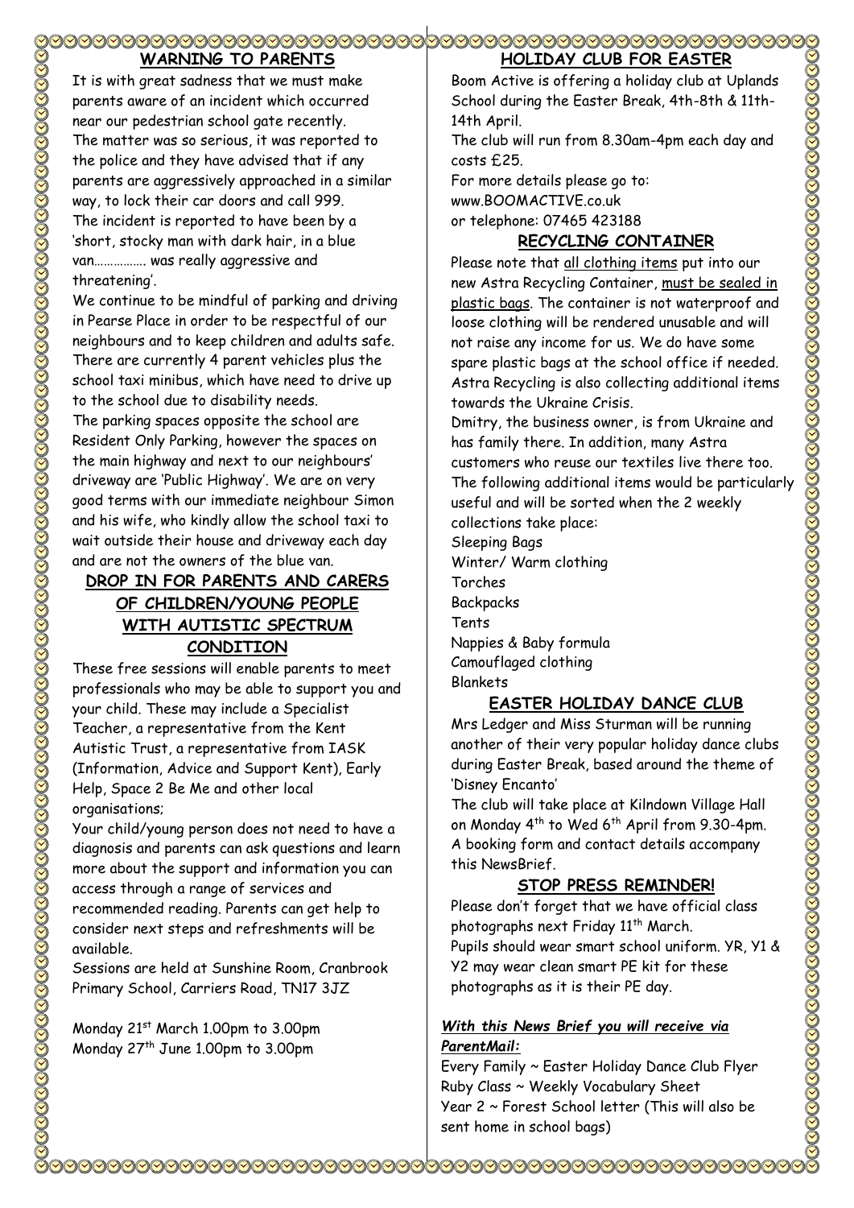## WARNING TO PARENTS

It is with great sadness that we must make parents aware of an incident which occurred near our pedestrian school gate recently. The matter was so serious, it was reported to the police and they have advised that if any parents are aggressively approached in a similar way, to lock their car doors and call 999. The incident is reported to have been by a 'short, stocky man with dark hair, in a blue van……………. was really aggressive and threatening'.

We continue to be mindful of parking and driving in Pearse Place in order to be respectful of our neighbours and to keep children and adults safe. There are currently 4 parent vehicles plus the school taxi minibus, which have need to drive up to the school due to disability needs.

The parking spaces opposite the school are Resident Only Parking, however the spaces on the main highway and next to our neighbours' driveway are 'Public Highway'. We are on very good terms with our immediate neighbour Simon and his wife, who kindly allow the school taxi to wait outside their house and driveway each day and are not the owners of the blue van.

## DROP IN FOR PARENTS AND CARERS OF CHILDREN/YOUNG PEOPLE WITH AUTISTIC SPECTRUM CONDITION

These free sessions will enable parents to meet professionals who may be able to support you and your child. These may include a Specialist Teacher, a representative from the Kent Autistic Trust, a representative from IASK (Information, Advice and Support Kent), Early Help, Space 2 Be Me and other local organisations;

Your child/young person does not need to have a diagnosis and parents can ask questions and learn more about the support and information you can access through a range of services and recommended reading. Parents can get help to consider next steps and refreshments will be available.

Sessions are held at Sunshine Room, Cranbrook Primary School, Carriers Road, TN17 3JZ

Monday 21st March 1.00pm to 3.00pm
Monday 27th June 1.00pm to 3.00pm

## HOLIDAY CLUB FOR EASTER

Boom Active is offering a holiday club at Uplands School during the Easter Break, 4th-8th & 11th-14th April.

The club will run from 8.30am-4pm each day and costs £25.

For more details please go to:
www.BOOMACTIVE.co.uk
or telephone: 07465 423188

## RECYCLING CONTAINER

Please note that all clothing items put into our new Astra Recycling Container, must be sealed in plastic bags. The container is not waterproof and loose clothing will be rendered unusable and will not raise any income for us. We do have some spare plastic bags at the school office if needed. Astra Recycling is also collecting additional items towards the Ukraine Crisis.

Dmitry, the business owner, is from Ukraine and has family there. In addition, many Astra customers who reuse our textiles live there too. The following additional items would be particularly useful and will be sorted when the 2 weekly collections take place:

Sleeping Bags
Winter/ Warm clothing
Torches
Backpacks
Tents
Nappies & Baby formula
Camouflaged clothing
Blankets

## EASTER HOLIDAY DANCE CLUB

Mrs Ledger and Miss Sturman will be running another of their very popular holiday dance clubs during Easter Break, based around the theme of 'Disney Encanto'

The club will take place at Kilndown Village Hall on Monday 4th to Wed 6th April from 9.30-4pm. A booking form and contact details accompany this NewsBrief.

## STOP PRESS REMINDER!

Please don't forget that we have official class photographs next Friday 11th March.

Pupils should wear smart school uniform. YR, Y1 & Y2 may wear clean smart PE kit for these photographs as it is their PE day.

***With this News Brief you will receive via ParentMail:***

Every Family ~ Easter Holiday Dance Club Flyer
Ruby Class ~ Weekly Vocabulary Sheet
Year 2 ~ Forest School letter (This will also be sent home in school bags)